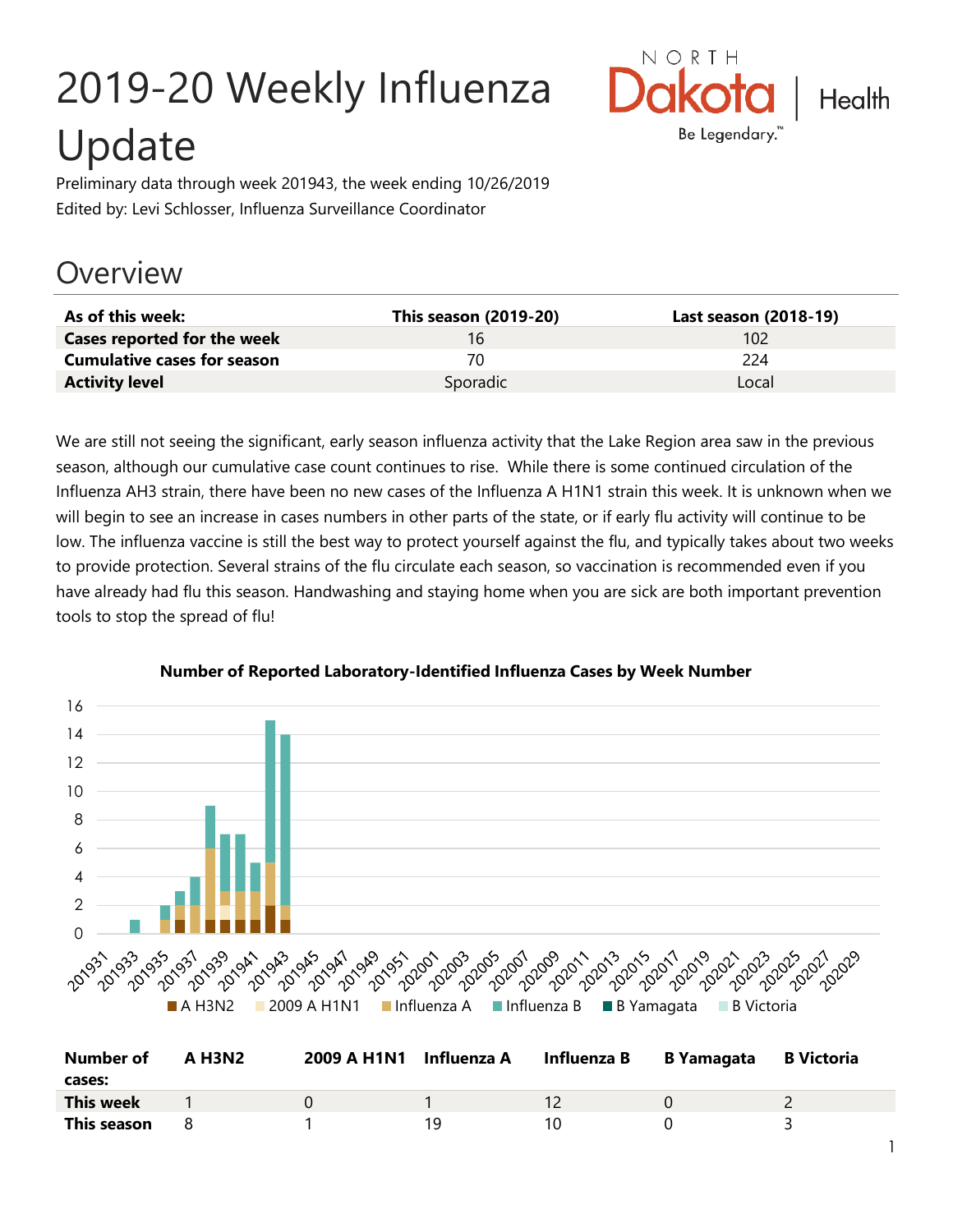# 2019-20 Weekly Influenza Update

Preliminary data through week 201943, the week ending 10/26/2019

Edited by: Levi Schlosser, Influenza Surveillance Coordinator

## Overview

| As of this week: | This season (2019-20) | Last season (2018-19) |
|---|---|---|
| **Cases reported for the week** | 16 | 102 |
| **Cumulative cases for season** | 70 | 224 |
| **Activity level** | Sporadic | Local |

We are still not seeing the significant, early season influenza activity that the Lake Region area saw in the previous season, although our cumulative case count continues to rise. While there is some continued circulation of the Influenza AH3 strain, there have been no new cases of the Influenza A H1N1 strain this week. It is unknown when we will begin to see an increase in cases numbers in other parts of the state, or if early flu activity will continue to be low. The influenza vaccine is still the best way to protect yourself against the flu, and typically takes about two weeks to provide protection. Several strains of the flu circulate each season, so vaccination is recommended even if you have already had flu this season. Handwashing and staying home when you are sick are both important prevention tools to stop the spread of flu!

**Number of Reported Laboratory-Identified Influenza Cases by Week Number**

| Number of cases: | A H3N2 | 2009 A H1N1 | Influenza A | Influenza B | B Yamagata | B Victoria |
|---|---|---|---|---|---|---|
| **This week** | 1 | 0 | 1 | 12 | 0 | 2 |
| **This season** | 8 | 1 | 19 | 10 | 0 | 3 |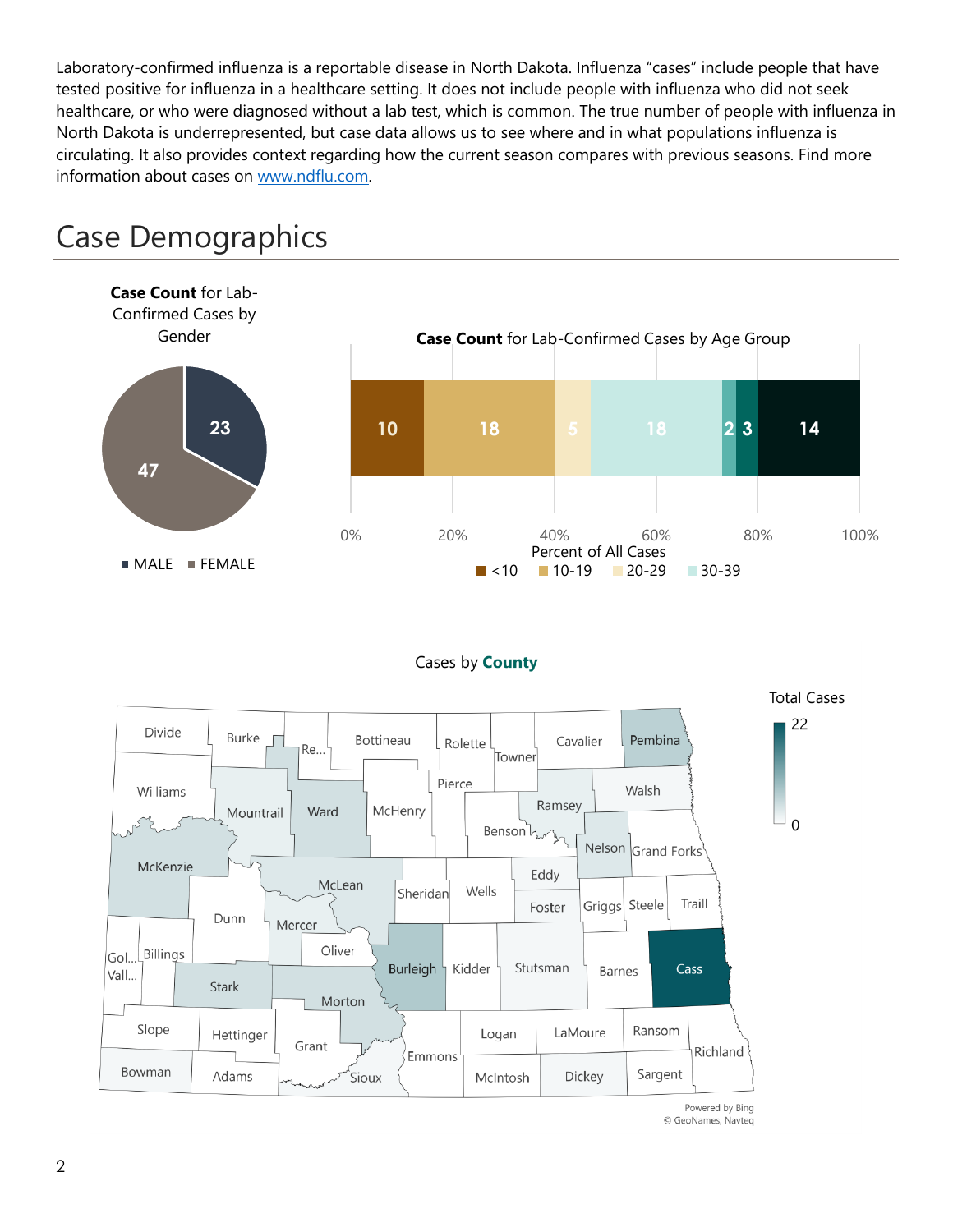Laboratory-confirmed influenza is a reportable disease in North Dakota. Influenza "cases" include people that have tested positive for influenza in a healthcare setting. It does not include people with influenza who did not seek healthcare, or who were diagnosed without a lab test, which is common. The true number of people with influenza in North Dakota is underrepresented, but case data allows us to see where and in what populations influenza is circulating. It also provides context regarding how the current season compares with previous seasons. Find more information about cases on www.ndflu.com.

# Case Demographics

**Case Count** for Lab-Confirmed Cases by Gender

| Gender | Cases |
|---|---|
| MALE | 23 |
| FEMALE | 47 |

**Case Count** for Lab-Confirmed Cases by Age Group

| Age Group | Cases |
|---|---|
| <10 | 10 |
| 10-19 | 18 |
| 20-29 | 5 |
| 30-39 | 18 |
| | 2 |
| | 3 |
| | 14 |

Percent of All Cases

Cases by **County**

Total Cases: 0 – 22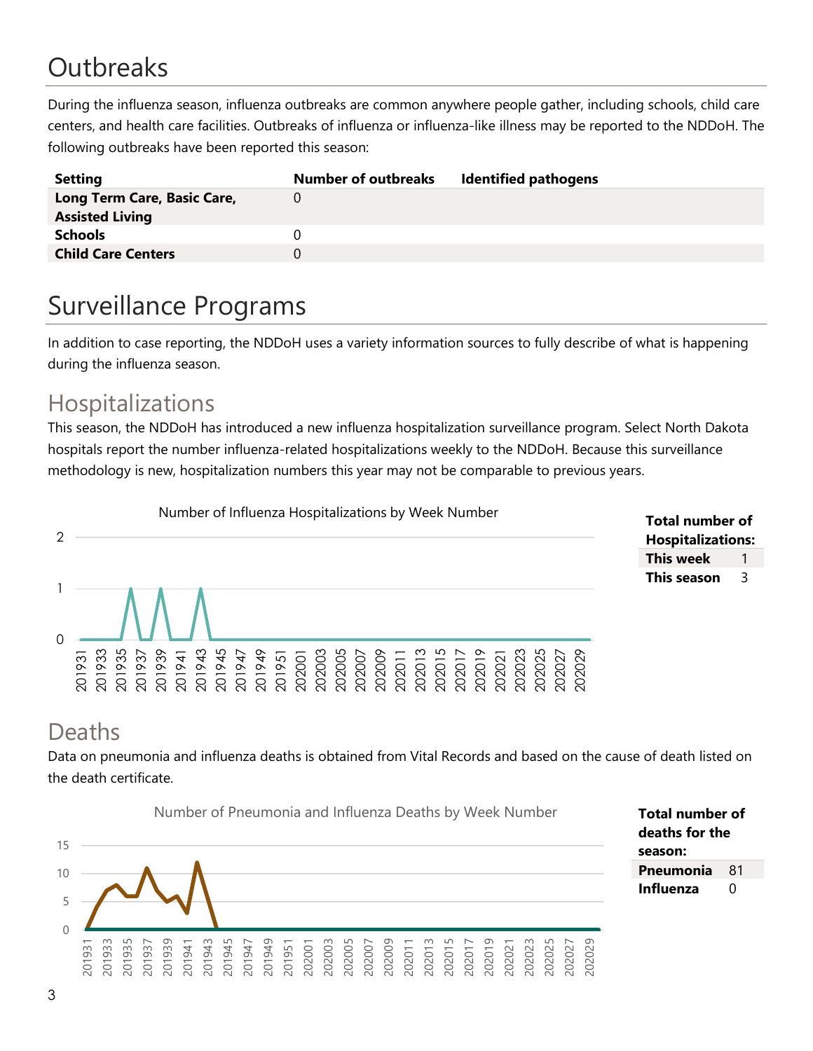# Outbreaks

During the influenza season, influenza outbreaks are common anywhere people gather, including schools, child care centers, and health care facilities. Outbreaks of influenza or influenza-like illness may be reported to the NDDoH. The following outbreaks have been reported this season:

| Setting | Number of outbreaks | Identified pathogens |
|---|---|---|
| **Long Term Care, Basic Care, Assisted Living** | 0 | |
| **Schools** | 0 | |
| **Child Care Centers** | 0 | |

# Surveillance Programs

In addition to case reporting, the NDDoH uses a variety information sources to fully describe of what is happening during the influenza season.

## Hospitalizations

This season, the NDDoH has introduced a new influenza hospitalization surveillance program. Select North Dakota hospitals report the number influenza-related hospitalizations weekly to the NDDoH. Because this surveillance methodology is new, hospitalization numbers this year may not be comparable to previous years.

Number of Influenza Hospitalizations by Week Number

| **Total number of Hospitalizations:** | |
|---|---|
| **This week** | 1 |
| **This season** | 3 |

## Deaths

Data on pneumonia and influenza deaths is obtained from Vital Records and based on the cause of death listed on the death certificate.

Number of Pneumonia and Influenza Deaths by Week Number

| **Total number of deaths for the season:** | |
|---|---|
| **Pneumonia** | 81 |
| **Influenza** | 0 |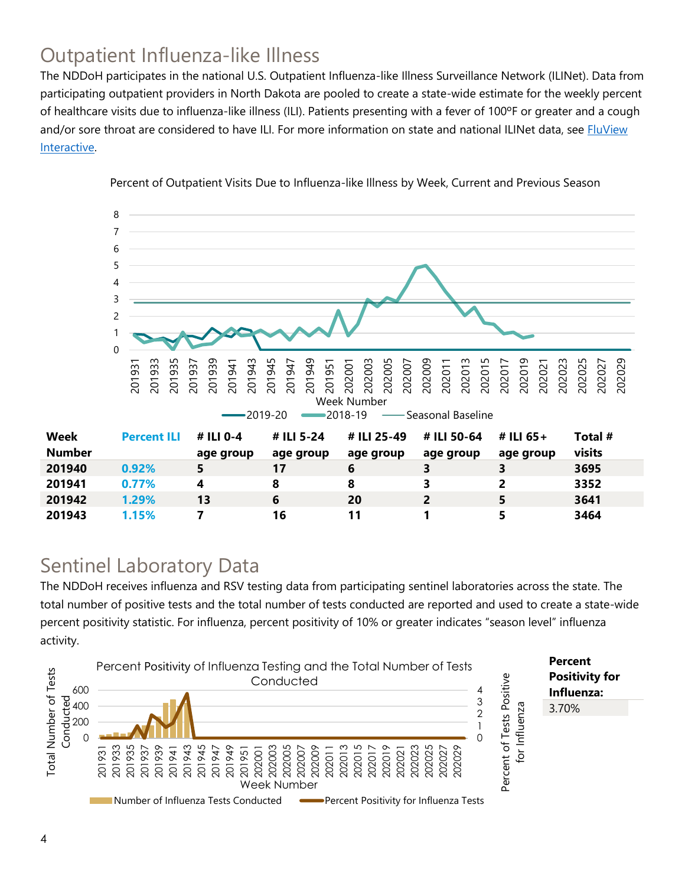## Outpatient Influenza-like Illness

The NDDoH participates in the national U.S. Outpatient Influenza-like Illness Surveillance Network (ILINet). Data from participating outpatient providers in North Dakota are pooled to create a state-wide estimate for the weekly percent of healthcare visits due to influenza-like illness (ILI). Patients presenting with a fever of 100ºF or greater and a cough and/or sore throat are considered to have ILI. For more information on state and national ILINet data, see FluView Interactive.

Percent of Outpatient Visits Due to Influenza-like Illness by Week, Current and Previous Season

| Week Number | Percent ILI | # ILI 0-4 age group | # ILI 5-24 age group | # ILI 25-49 age group | # ILI 50-64 age group | # ILI 65+ age group | Total # visits |
|---|---|---|---|---|---|---|---|
| 201940 | 0.92% | 5 | 17 | 6 | 3 | 3 | 3695 |
| 201941 | 0.77% | 4 | 8 | 8 | 3 | 2 | 3352 |
| 201942 | 1.29% | 13 | 6 | 20 | 2 | 5 | 3641 |
| 201943 | 1.15% | 7 | 16 | 11 | 1 | 5 | 3464 |

## Sentinel Laboratory Data

The NDDoH receives influenza and RSV testing data from participating sentinel laboratories across the state. The total number of positive tests and the total number of tests conducted are reported and used to create a state-wide percent positivity statistic. For influenza, percent positivity of 10% or greater indicates "season level" influenza activity.

Percent Positivity of Influenza Testing and the Total Number of Tests Conducted

| Percent Positivity for Influenza: |
|---|
| 3.70% |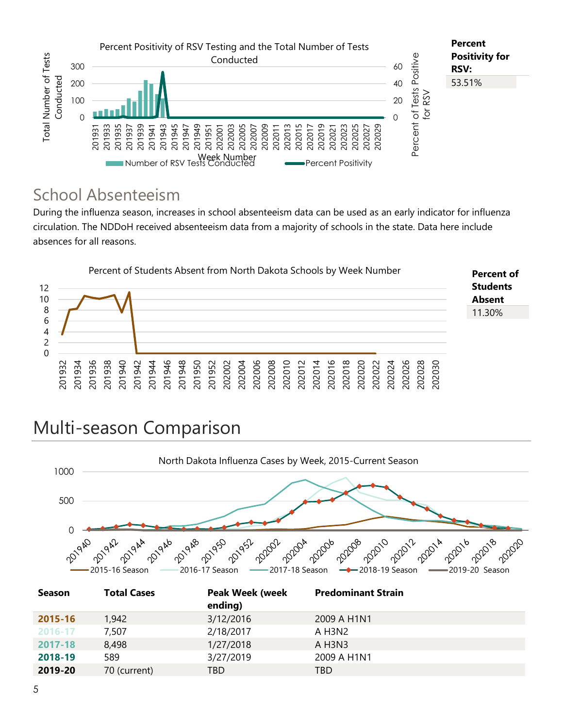Percent Positivity for RSV:

53.51%

## School Absenteeism

During the influenza season, increases in school absenteeism data can be used as an early indicator for influenza circulation. The NDDoH received absenteeism data from a majority of schools in the state. Data here include absences for all reasons.

Percent of Students Absent

11.30%

# Multi-season Comparison

| Season | Total Cases | Peak Week (week ending) | Predominant Strain |
|---|---|---|---|
| 2015-16 | 1,942 | 3/12/2016 | 2009 A H1N1 |
| 2016-17 | 7,507 | 2/18/2017 | A H3N2 |
| 2017-18 | 8,498 | 1/27/2018 | A H3N3 |
| 2018-19 | 589 | 3/27/2019 | 2009 A H1N1 |
| 2019-20 | 70 (current) | TBD | TBD |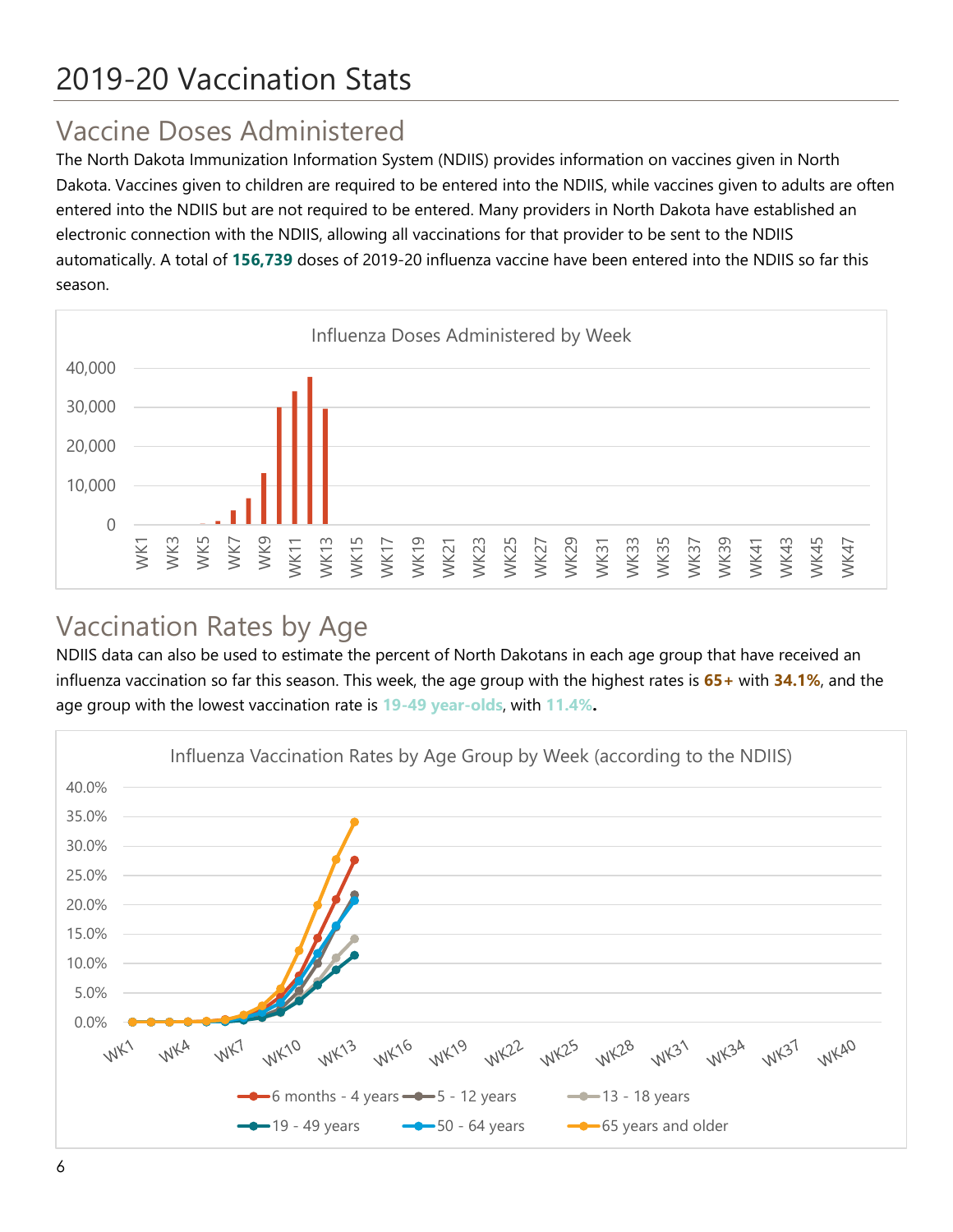# 2019-20 Vaccination Stats

## Vaccine Doses Administered

The North Dakota Immunization Information System (NDIIS) provides information on vaccines given in North Dakota. Vaccines given to children are required to be entered into the NDIIS, while vaccines given to adults are often entered into the NDIIS but are not required to be entered. Many providers in North Dakota have established an electronic connection with the NDIIS, allowing all vaccinations for that provider to be sent to the NDIIS automatically. A total of **156,739** doses of 2019-20 influenza vaccine have been entered into the NDIIS so far this season.

Influenza Doses Administered by Week

40,000
30,000
20,000
10,000
0

WK1 WK3 WK5 WK7 WK9 WK11 WK13 WK15 WK17 WK19 WK21 WK23 WK25 WK27 WK29 WK31 WK33 WK35 WK37 WK39 WK41 WK43 WK45 WK47

## Vaccination Rates by Age

NDIIS data can also be used to estimate the percent of North Dakotans in each age group that have received an influenza vaccination so far this season. This week, the age group with the highest rates is **65+** with **34.1%**, and the age group with the lowest vaccination rate is **19-49 year-olds**, with **11.4%**.

Influenza Vaccination Rates by Age Group by Week (according to the NDIIS)

40.0%
35.0%
30.0%
25.0%
20.0%
15.0%
10.0%
5.0%
0.0%

WK1 WK4 WK7 WK10 WK13 WK16 WK19 WK22 WK25 WK28 WK31 WK34 WK37 WK40

6 months - 4 years
5 - 12 years
13 - 18 years
19 - 49 years
50 - 64 years
65 years and older